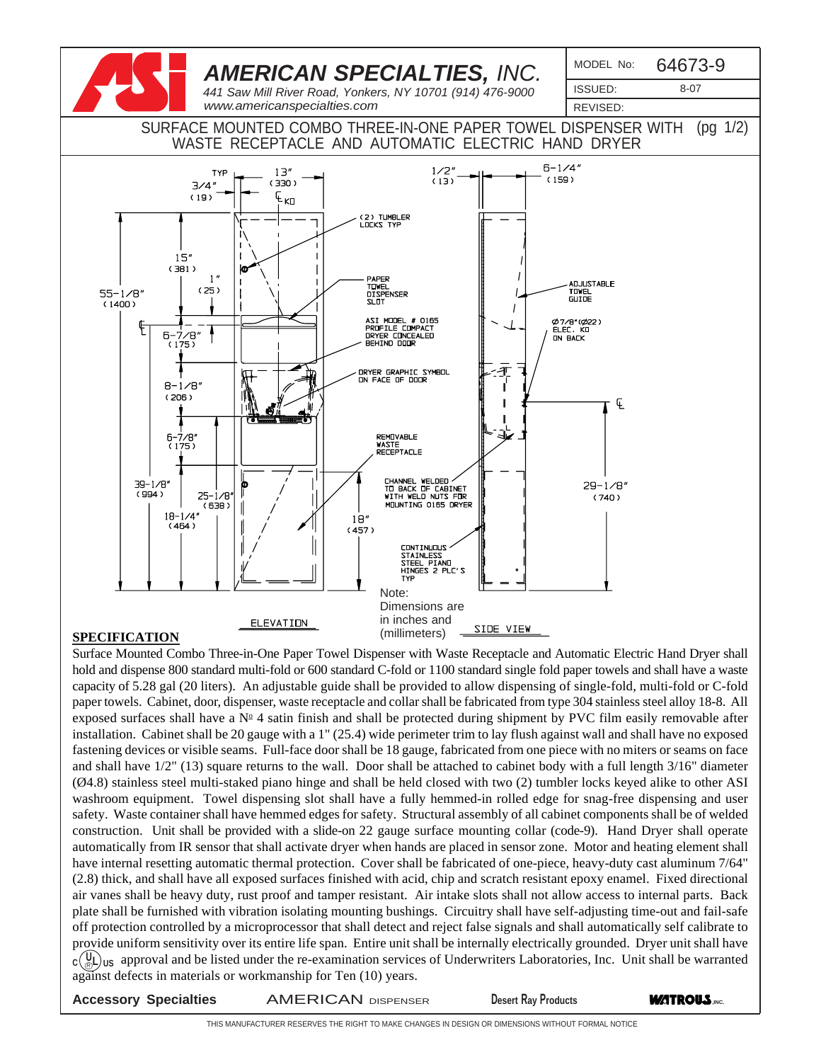# AMERICAN SPECIALTIES, INC.

*441 Saw Mill River Road, Yonkers, NY 10701 (914) 476-9000*
*www.americanspecialties.com*

| MODEL No: | 64673-9 |
|---|---|
| ISSUED: | 8-07 |
| REVISED: | |

## SURFACE MOUNTED COMBO THREE-IN-ONE PAPER TOWEL DISPENSER WITH WASTE RECEPTACLE AND AUTOMATIC ELECTRIC HAND DRYER (pg 1/2)

TYP 3/4" (19)
13" (330)
℄ KO
1/2" (13)
6-1/4" (159)
(2) TUMBLER LOCKS TYP
15" (381)
1" (25)
55-1/8" (1400)
PAPER TOWEL DISPENSER SLOT
ADJUSTABLE TOWEL GUIDE
ASI MODEL # 0165 PROFILE COMPACT DRYER CONCEALED BEHIND DOOR
Ø7/8"(Ø22) ELEC. KO ON BACK
6-7/8" (175)
DRYER GRAPHIC SYMBOL ON FACE OF DOOR
8-1/8" (206)
℄
6-7/8" (175)
REMOVABLE WASTE RECEPTACLE
39-1/8" (994)
25-1/8" (638)
CHANNEL WELDED TO BACK OF CABINET WITH WELD NUTS FOR MOUNTING 0165 DRYER
29-1/8" (740)
18-1/4" (464)
18" (457)
CONTINUOUS STAINLESS STEEL PIANO HINGES 2 PLC'S TYP

Note: Dimensions are in inches and (millimeters)

ELEVATION

SIDE VIEW

**SPECIFICATION**

Surface Mounted Combo Three-in-One Paper Towel Dispenser with Waste Receptacle and Automatic Electric Hand Dryer shall hold and dispense 800 standard multi-fold or 600 standard C-fold or 1100 standard single fold paper towels and shall have a waste capacity of 5.28 gal (20 liters). An adjustable guide shall be provided to allow dispensing of single-fold, multi-fold or C-fold paper towels. Cabinet, door, dispenser, waste receptacle and collar shall be fabricated from type 304 stainless steel alloy 18-8. All exposed surfaces shall have a № 4 satin finish and shall be protected during shipment by PVC film easily removable after installation. Cabinet shall be 20 gauge with a 1" (25.4) wide perimeter trim to lay flush against wall and shall have no exposed fastening devices or visible seams. Full-face door shall be 18 gauge, fabricated from one piece with no miters or seams on face and shall have 1/2" (13) square returns to the wall. Door shall be attached to cabinet body with a full length 3/16" diameter (Ø4.8) stainless steel multi-staked piano hinge and shall be held closed with two (2) tumbler locks keyed alike to other ASI washroom equipment. Towel dispensing slot shall have a fully hemmed-in rolled edge for snag-free dispensing and user safety. Waste container shall have hemmed edges for safety. Structural assembly of all cabinet components shall be of welded construction. Unit shall be provided with a slide-on 22 gauge surface mounting collar (code-9). Hand Dryer shall operate automatically from IR sensor that shall activate dryer when hands are placed in sensor zone. Motor and heating element shall have internal resetting automatic thermal protection. Cover shall be fabricated of one-piece, heavy-duty cast aluminum 7/64" (2.8) thick, and shall have all exposed surfaces finished with acid, chip and scratch resistant epoxy enamel. Fixed directional air vanes shall be heavy duty, rust proof and tamper resistant. Air intake slots shall not allow access to internal parts. Back plate shall be furnished with vibration isolating mounting bushings. Circuitry shall have self-adjusting time-out and fail-safe off protection controlled by a microprocessor that shall detect and reject false signals and shall automatically self calibrate to provide uniform sensitivity over its entire life span. Entire unit shall be internally electrically grounded. Dryer unit shall have c(UL)us approval and be listed under the re-examination services of Underwriters Laboratories, Inc. Unit shall be warranted against defects in materials or workmanship for Ten (10) years.

**Accessory Specialties** AMERICAN DISPENSER Desert Ray Products WATROUS INC.

THIS MANUFACTURER RESERVES THE RIGHT TO MAKE CHANGES IN DESIGN OR DIMENSIONS WITHOUT FORMAL NOTICE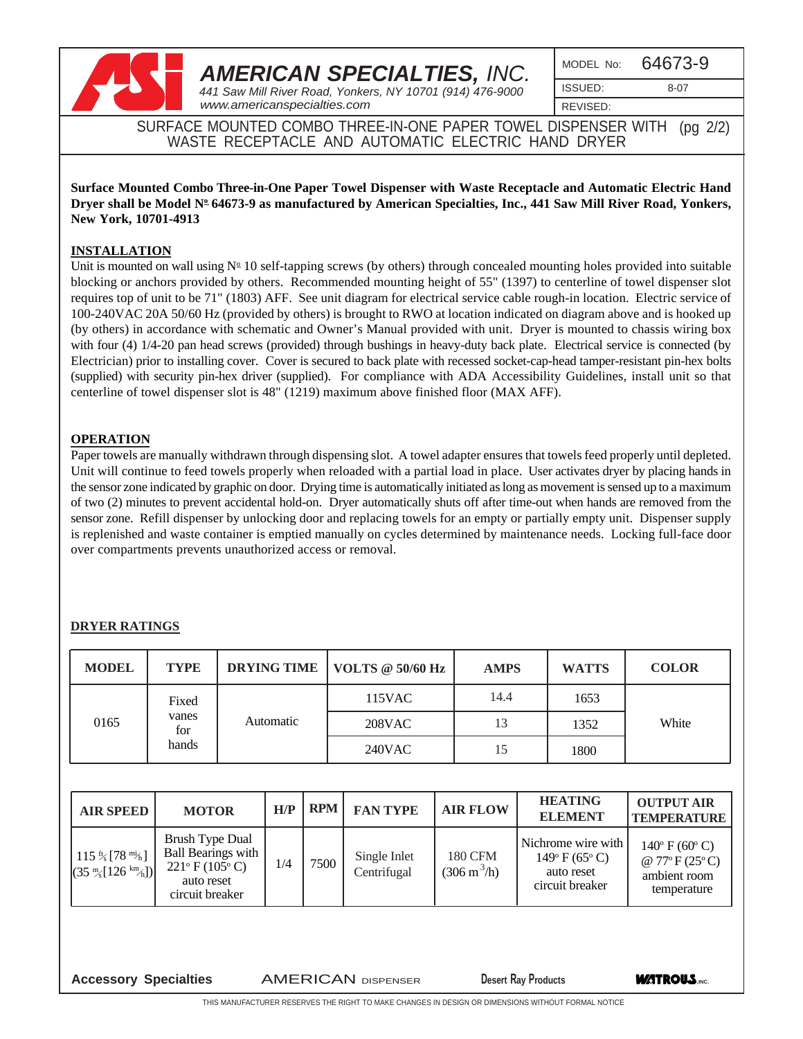# AMERICAN SPECIALTIES, INC.

*441 Saw Mill River Road, Yonkers, NY 10701 (914) 476-9000*
*www.americanspecialties.com*

MODEL No: 64673-9
ISSUED: 8-07
REVISED:

SURFACE MOUNTED COMBO THREE-IN-ONE PAPER TOWEL DISPENSER WITH WASTE RECEPTACLE AND AUTOMATIC ELECTRIC HAND DRYER

**Surface Mounted Combo Three-in-One Paper Towel Dispenser with Waste Receptacle and Automatic Electric Hand Dryer shall be Model № 64673-9 as manufactured by American Specialties, Inc., 441 Saw Mill River Road, Yonkers, New York, 10701-4913**

## INSTALLATION

Unit is mounted on wall using № 10 self-tapping screws (by others) through concealed mounting holes provided into suitable blocking or anchors provided by others. Recommended mounting height of 55" (1397) to centerline of towel dispenser slot requires top of unit to be 71" (1803) AFF. See unit diagram for electrical service cable rough-in location. Electric service of 100-240VAC 20A 50/60 Hz (provided by others) is brought to RWO at location indicated on diagram above and is hooked up (by others) in accordance with schematic and Owner's Manual provided with unit. Dryer is mounted to chassis wiring box with four (4) 1/4-20 pan head screws (provided) through bushings in heavy-duty back plate. Electrical service is connected (by Electrician) prior to installing cover. Cover is secured to back plate with recessed socket-cap-head tamper-resistant pin-hex bolts (supplied) with security pin-hex driver (supplied). For compliance with ADA Accessibility Guidelines, install unit so that centerline of towel dispenser slot is 48" (1219) maximum above finished floor (MAX AFF).

## OPERATION

Paper towels are manually withdrawn through dispensing slot. A towel adapter ensures that towels feed properly until depleted. Unit will continue to feed towels properly when reloaded with a partial load in place. User activates dryer by placing hands in the sensor zone indicated by graphic on door. Drying time is automatically initiated as long as movement is sensed up to a maximum of two (2) minutes to prevent accidental hold-on. Dryer automatically shuts off after time-out when hands are removed from the sensor zone. Refill dispenser by unlocking door and replacing towels for an empty or partially empty unit. Dispenser supply is replenished and waste container is emptied manually on cycles determined by maintenance needs. Locking full-face door over compartments prevents unauthorized access or removal.

## DRYER RATINGS

| MODEL | TYPE | DRYING TIME | VOLTS @ 50/60 Hz | AMPS | WATTS | COLOR |
|---|---|---|---|---|---|---|
| 0165 | Fixed vanes for hands | Automatic | 115VAC | 14.4 | 1653 | White |
| | | | 208VAC | 13 | 1352 | |
| | | | 240VAC | 15 | 1800 | |

| AIR SPEED | MOTOR | H/P | RPM | FAN TYPE | AIR FLOW | HEATING ELEMENT | OUTPUT AIR TEMPERATURE |
|---|---|---|---|---|---|---|---|
| 115 ft/s [78 mi/h] (35 m/s [126 km/h]) | Brush Type Dual Ball Bearings with 221° F (105° C) auto reset circuit breaker | 1/4 | 7500 | Single Inlet Centrifugal | 180 CFM (306 $m^3$/h) | Nichrome wire with 149° F (65° C) auto reset circuit breaker | 140° F (60° C) @ 77° F (25° C) ambient room temperature |

Accessory Specialties AMERICAN DISPENSER Desert Ray Products WATROUS INC.

THIS MANUFACTURER RESERVES THE RIGHT TO MAKE CHANGES IN DESIGN OR DIMENSIONS WITHOUT FORMAL NOTICE